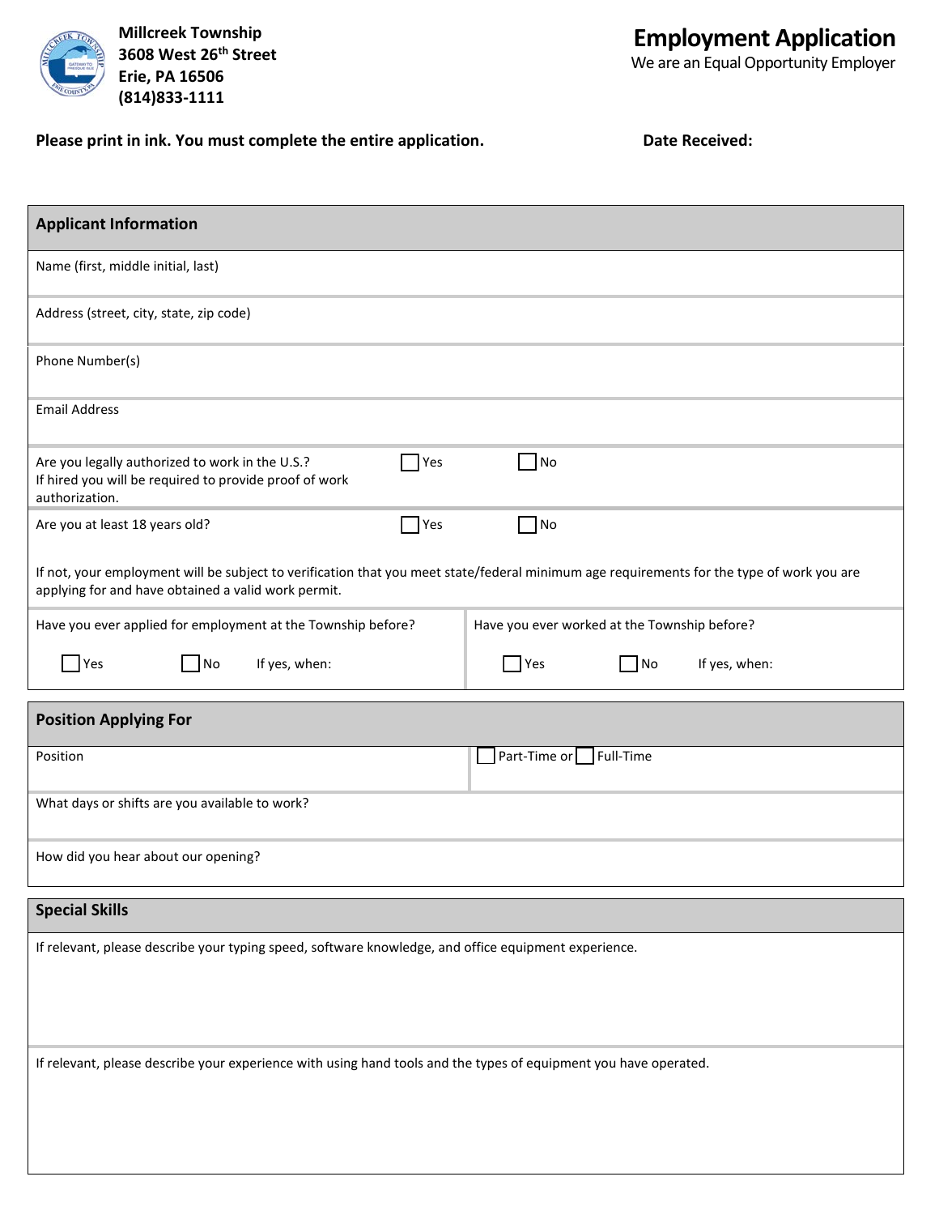**Millcreek Township**
**3608 West 26th Street**
**Erie, PA 16506**
**(814)833-1111**

# Employment Application

We are an Equal Opportunity Employer

**Please print in ink. You must complete the entire application.** **Date Received:**

## Applicant Information

Name (first, middle initial, last)

Address (street, city, state, zip code)

Phone Number(s)

Email Address

Are you legally authorized to work in the U.S.? ☐ Yes ☐ No
If hired you will be required to provide proof of work authorization.

Are you at least 18 years old? ☐ Yes ☐ No

If not, your employment will be subject to verification that you meet state/federal minimum age requirements for the type of work you are applying for and have obtained a valid work permit.

| Have you ever applied for employment at the Township before? | Have you ever worked at the Township before? |
|---|---|
| ☐ Yes ☐ No If yes, when: | ☐ Yes ☐ No If yes, when: |

## Position Applying For

| Position | ☐ Part-Time or ☐ Full-Time |
|---|---|

What days or shifts are you available to work?

How did you hear about our opening?

## Special Skills

If relevant, please describe your typing speed, software knowledge, and office equipment experience.

If relevant, please describe your experience with using hand tools and the types of equipment you have operated.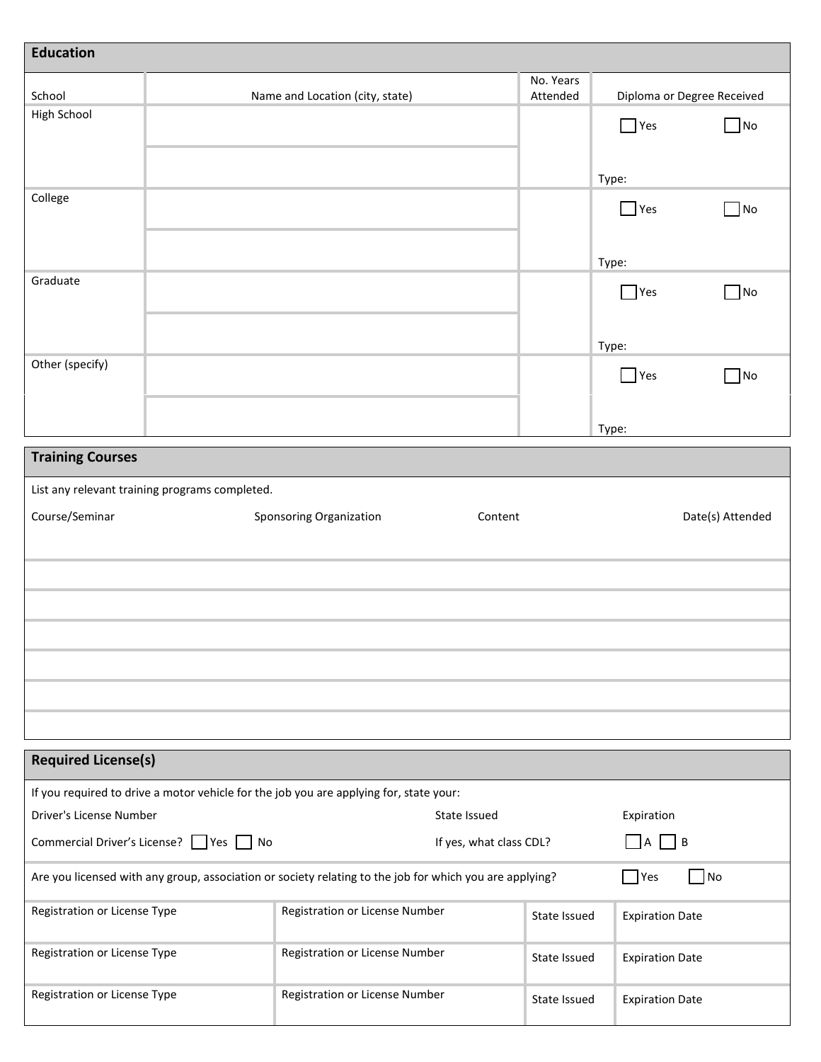## Education

| School | Name and Location (city, state) | No. Years Attended | Diploma or Degree Received | |
|---|---|---|---|---|
| High School | | | ☐ Yes | ☐ No |
| | | | Type: | |
| College | | | ☐ Yes | ☐ No |
| | | | Type: | |
| Graduate | | | ☐ Yes | ☐ No |
| | | | Type: | |
| Other (specify) | | | ☐ Yes | ☐ No |
| | | | Type: | |

## Training Courses

List any relevant training programs completed.

| Course/Seminar | Sponsoring Organization | Content | Date(s) Attended |
|---|---|---|---|
| | | | |
| | | | |
| | | | |
| | | | |
| | | | |
| | | | |

## Required License(s)

If you required to drive a motor vehicle for the job you are applying for, state your:

Driver's License Number | State Issued | Expiration

Commercial Driver's License? ☐ Yes ☐ No | If yes, what class CDL? ☐ A ☐ B

Are you licensed with any group, association or society relating to the job for which you are applying? ☐ Yes ☐ No

| Registration or License Type | Registration or License Number | State Issued | Expiration Date |
|---|---|---|---|
| Registration or License Type | Registration or License Number | State Issued | Expiration Date |
| Registration or License Type | Registration or License Number | State Issued | Expiration Date |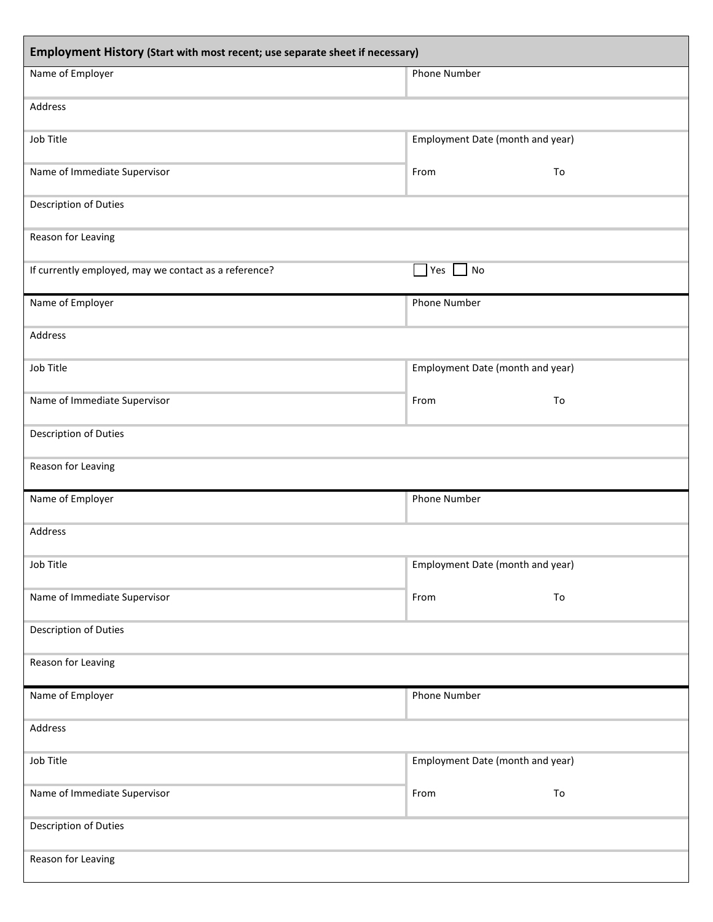## Employment History (Start with most recent; use separate sheet if necessary)

| | |
|---|---|
| Name of Employer | Phone Number |
| Address | |
| Job Title | Employment Date (month and year) |
| Name of Immediate Supervisor | From To |
| Description of Duties | |
| Reason for Leaving | |
| If currently employed, may we contact as a reference? | ☐ Yes ☐ No |

| | |
|---|---|
| Name of Employer | Phone Number |
| Address | |
| Job Title | Employment Date (month and year) |
| Name of Immediate Supervisor | From To |
| Description of Duties | |
| Reason for Leaving | |

| | |
|---|---|
| Name of Employer | Phone Number |
| Address | |
| Job Title | Employment Date (month and year) |
| Name of Immediate Supervisor | From To |
| Description of Duties | |
| Reason for Leaving | |

| | |
|---|---|
| Name of Employer | Phone Number |
| Address | |
| Job Title | Employment Date (month and year) |
| Name of Immediate Supervisor | From To |
| Description of Duties | |
| Reason for Leaving | |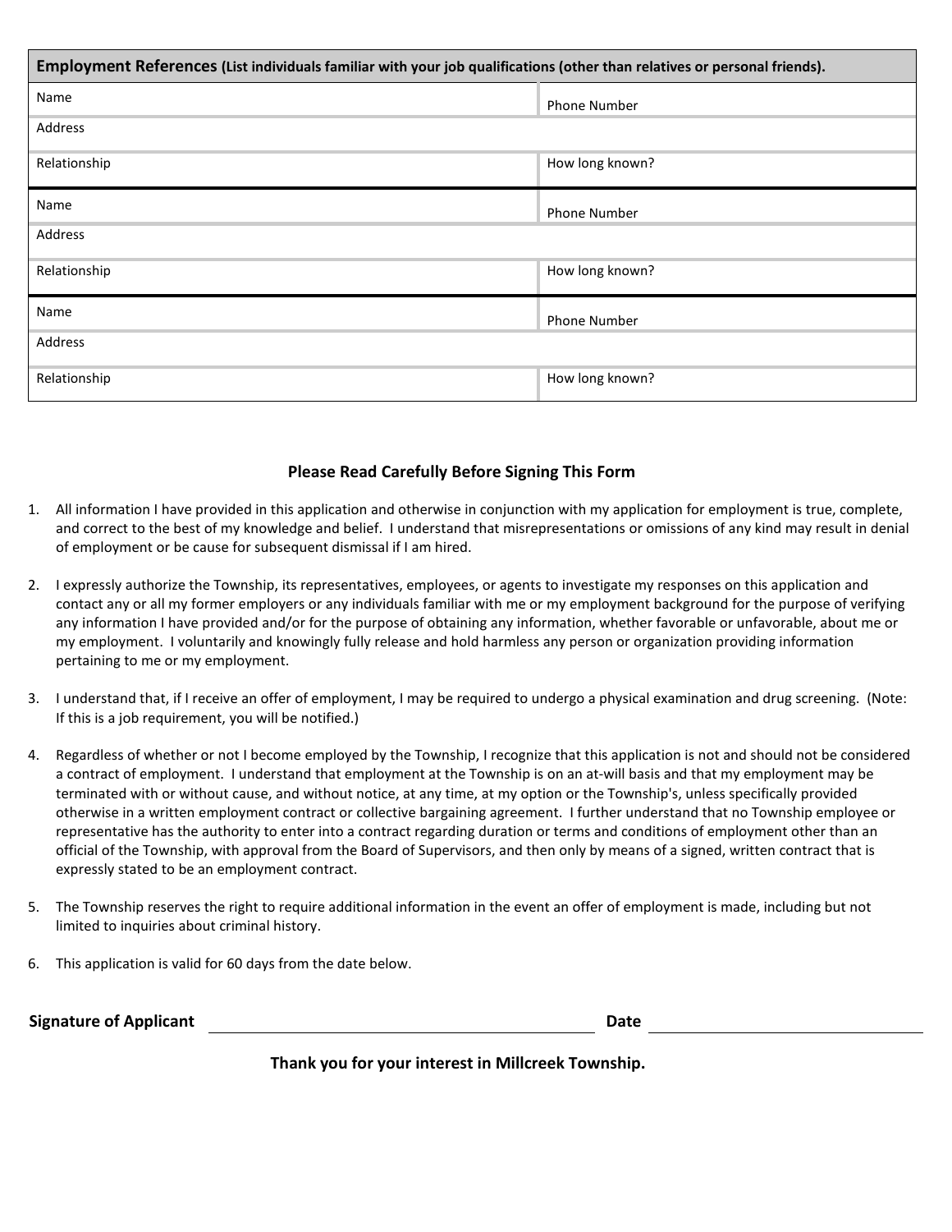| Employment References (List individuals familiar with your job qualifications (other than relatives or personal friends). | |
|---|---|
| Name | Phone Number |
| Address | |
| Relationship | How long known? |
| Name | Phone Number |
| Address | |
| Relationship | How long known? |
| Name | Phone Number |
| Address | |
| Relationship | How long known? |

### Please Read Carefully Before Signing This Form

1. All information I have provided in this application and otherwise in conjunction with my application for employment is true, complete, and correct to the best of my knowledge and belief. I understand that misrepresentations or omissions of any kind may result in denial of employment or be cause for subsequent dismissal if I am hired.

2. I expressly authorize the Township, its representatives, employees, or agents to investigate my responses on this application and contact any or all my former employers or any individuals familiar with me or my employment background for the purpose of verifying any information I have provided and/or for the purpose of obtaining any information, whether favorable or unfavorable, about me or my employment. I voluntarily and knowingly fully release and hold harmless any person or organization providing information pertaining to me or my employment.

3. I understand that, if I receive an offer of employment, I may be required to undergo a physical examination and drug screening. (Note: If this is a job requirement, you will be notified.)

4. Regardless of whether or not I become employed by the Township, I recognize that this application is not and should not be considered a contract of employment. I understand that employment at the Township is on an at-will basis and that my employment may be terminated with or without cause, and without notice, at any time, at my option or the Township's, unless specifically provided otherwise in a written employment contract or collective bargaining agreement. I further understand that no Township employee or representative has the authority to enter into a contract regarding duration or terms and conditions of employment other than an official of the Township, with approval from the Board of Supervisors, and then only by means of a signed, written contract that is expressly stated to be an employment contract.

5. The Township reserves the right to require additional information in the event an offer of employment is made, including but not limited to inquiries about criminal history.

6. This application is valid for 60 days from the date below.

**Signature of Applicant** ______________________________ **Date** ____________________

**Thank you for your interest in Millcreek Township.**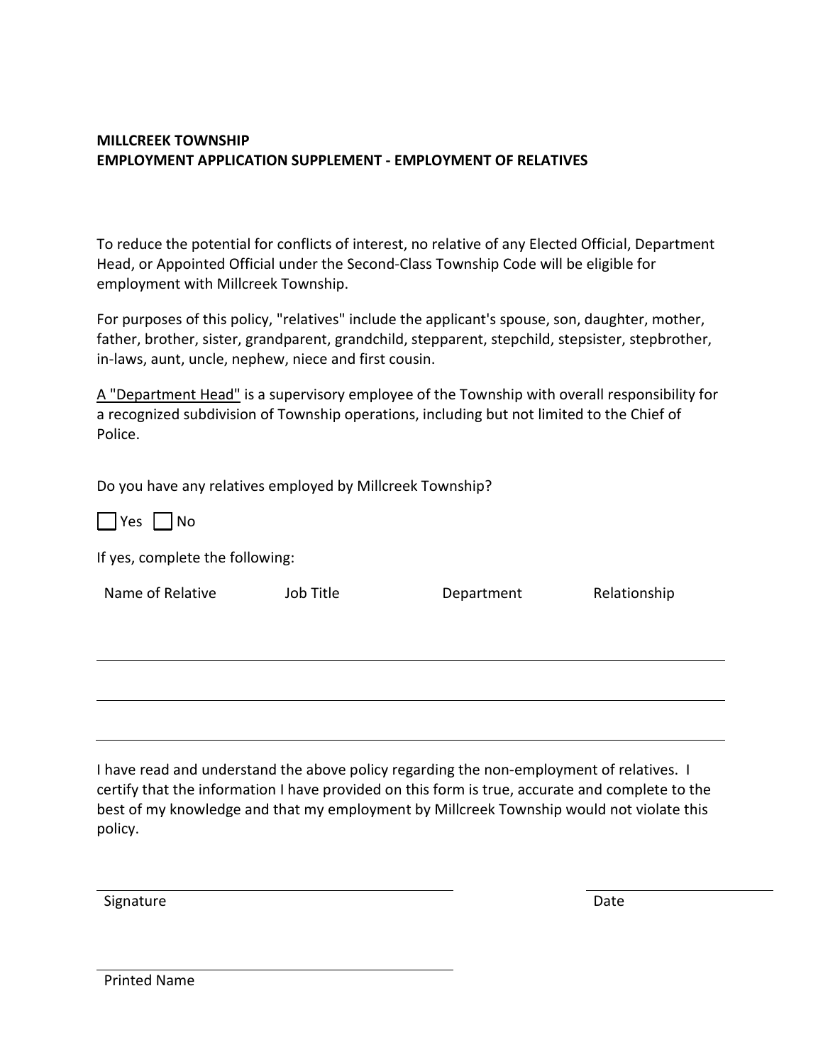**MILLCREEK TOWNSHIP**
**EMPLOYMENT APPLICATION SUPPLEMENT - EMPLOYMENT OF RELATIVES**

To reduce the potential for conflicts of interest, no relative of any Elected Official, Department Head, or Appointed Official under the Second-Class Township Code will be eligible for employment with Millcreek Township.

For purposes of this policy, "relatives" include the applicant's spouse, son, daughter, mother, father, brother, sister, grandparent, grandchild, stepparent, stepchild, stepsister, stepbrother, in-laws, aunt, uncle, nephew, niece and first cousin.

<u>A "Department Head"</u> is a supervisory employee of the Township with overall responsibility for a recognized subdivision of Township operations, including but not limited to the Chief of Police.

Do you have any relatives employed by Millcreek Township?

☐ Yes ☐ No

If yes, complete the following:

| Name of Relative | Job Title | Department | Relationship |
|---|---|---|---|
| | | | |
| | | | |
| | | | |

I have read and understand the above policy regarding the non-employment of relatives. I certify that the information I have provided on this form is true, accurate and complete to the best of my knowledge and that my employment by Millcreek Township would not violate this policy.

Signature ______________________ Date ______________

Printed Name ______________________